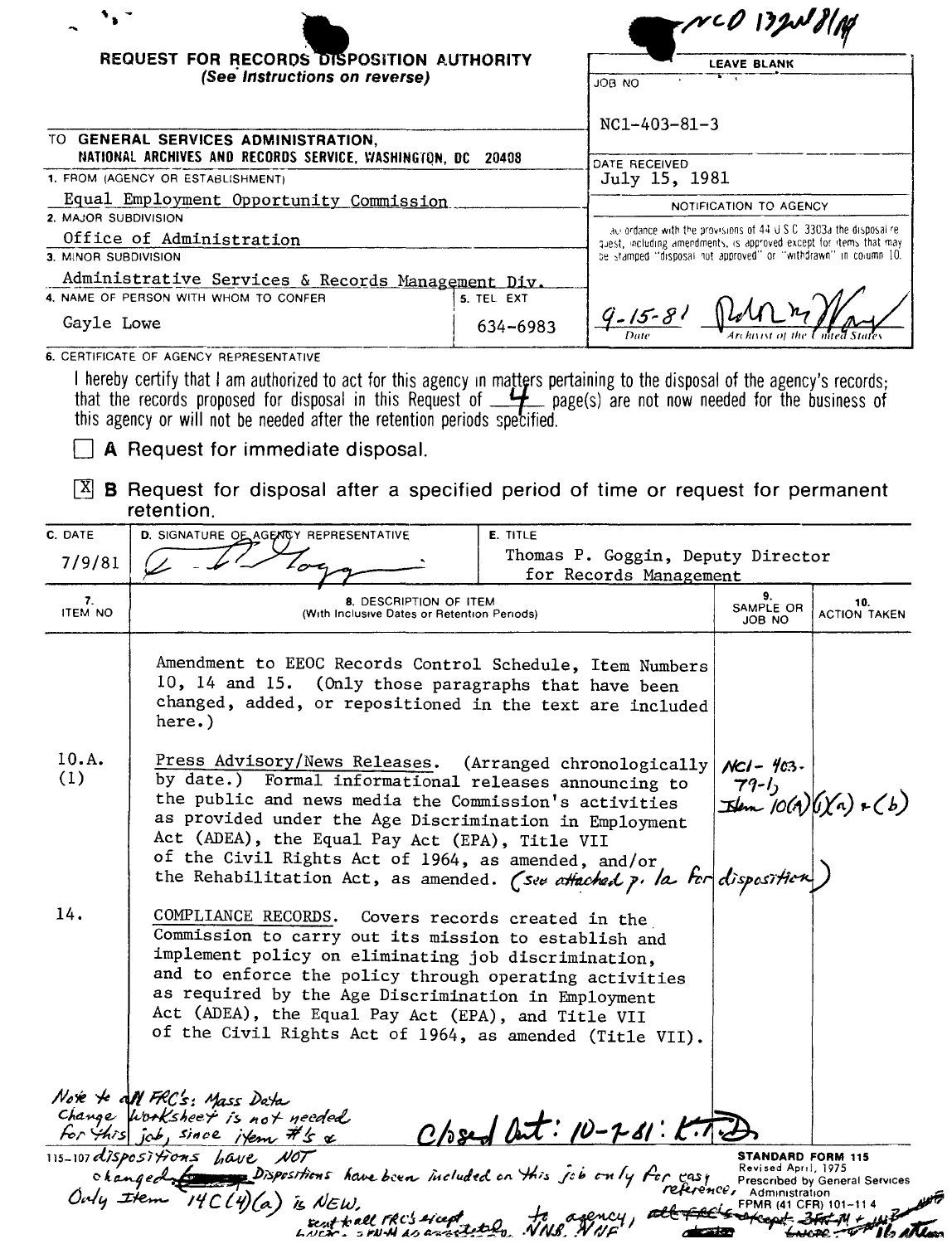NCO 1324 8/14

# REQUEST FOR RECORDS DISPOSITION AUTHORITY
*(See Instructions on reverse)*

| LEAVE BLANK |
|---|
| JOB NO: NC1-403-81-3 |
| DATE RECEIVED: July 15, 1981 |
| NOTIFICATION TO AGENCY |
| In accordance with the provisions of 44 U.S.C. 3303a the disposal request, including amendments, is approved except for items that may be stamped "disposal not approved" or "withdrawn" in column 10. |
| 9-15-81 (Date) — [signature] Archivist of the United States |

TO **GENERAL SERVICES ADMINISTRATION, NATIONAL ARCHIVES AND RECORDS SERVICE, WASHINGTON, DC 20408**

1. FROM (AGENCY OR ESTABLISHMENT): Equal Employment Opportunity Commission
2. MAJOR SUBDIVISION: Office of Administration
3. MINOR SUBDIVISION: Administrative Services & Records Management Div.
4. NAME OF PERSON WITH WHOM TO CONFER: Gayle Lowe
5. TEL EXT: 634-6983

6. CERTIFICATE OF AGENCY REPRESENTATIVE

I hereby certify that I am authorized to act for this agency in matters pertaining to the disposal of the agency's records; that the records proposed for disposal in this Request of 4 page(s) are not now needed for the business of this agency or will not be needed after the retention periods specified.

☐ **A** Request for immediate disposal.

☒ **B** Request for disposal after a specified period of time or request for permanent retention.

| C. DATE | D. SIGNATURE OF AGENCY REPRESENTATIVE | E. TITLE |
|---|---|---|
| 7/9/81 | [signature] | Thomas P. Goggin, Deputy Director for Records Management |

| 7. ITEM NO | 8. DESCRIPTION OF ITEM (With Inclusive Dates or Retention Periods) | 9. SAMPLE OR JOB NO | 10. ACTION TAKEN |
|---|---|---|---|
| | Amendment to EEOC Records Control Schedule, Item Numbers 10, 14 and 15. (Only those paragraphs that have been changed, added, or repositioned in the text are included here.) | | |
| 10.A. (1) | Press Advisory/News Releases. (Arranged chronologically by date.) Formal informational releases announcing to the public and news media the Commission's activities as provided under the Age Discrimination in Employment Act (ADEA), the Equal Pay Act (EPA), Title VII of the Civil Rights Act of 1964, as amended, and/or the Rehabilitation Act, as amended. *(see attached p. 1a for disposition)* | *NC1-403-79-1, Item 10(A)(1)(a) + (b)* | |
| 14. | COMPLIANCE RECORDS. Covers records created in the Commission to carry out its mission to establish and implement policy on eliminating job discrimination, and to enforce the policy through operating activities as required by the Age Discrimination in Employment Act (ADEA), the Equal Pay Act (EPA), and Title VII of the Civil Rights Act of 1964, as amended (Title VII). | | |

*Note to all FRC's: Mass Data Change Worksheet is not needed for this job, since item #'s & dispositions have NOT changed. Dispositions have been included on this job only for easy reference. Only Item 14C(4)(a) is NEW.*

*Closed Out: 10-7-81: K.T.D.*

*sent to all FRC's except ... to agency, NNS, NNF ...*

115-107

**STANDARD FORM 115**
Revised April, 1975
Prescribed by General Services Administration
FPMR (41 CFR) 101-11.4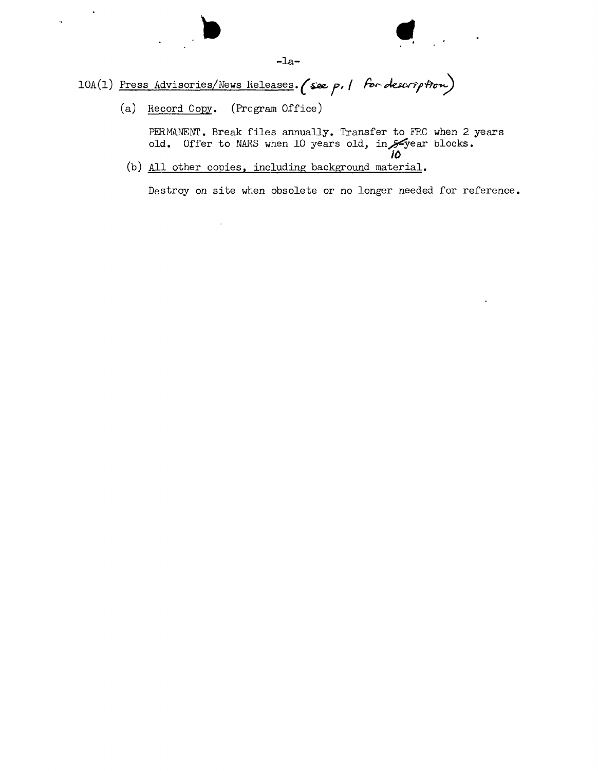10A(1) Press Advisories/News Releases. *(see p. 1 for description)*

(a) Record Copy. (Program Office)

PERMANENT. Break files annually. Transfer to FRC when 2 years old. Offer to NARS when 10 years old, in ~~5~~ 10-year blocks.

(b) All other copies, including background material.

Destroy on site when obsolete or no longer needed for reference.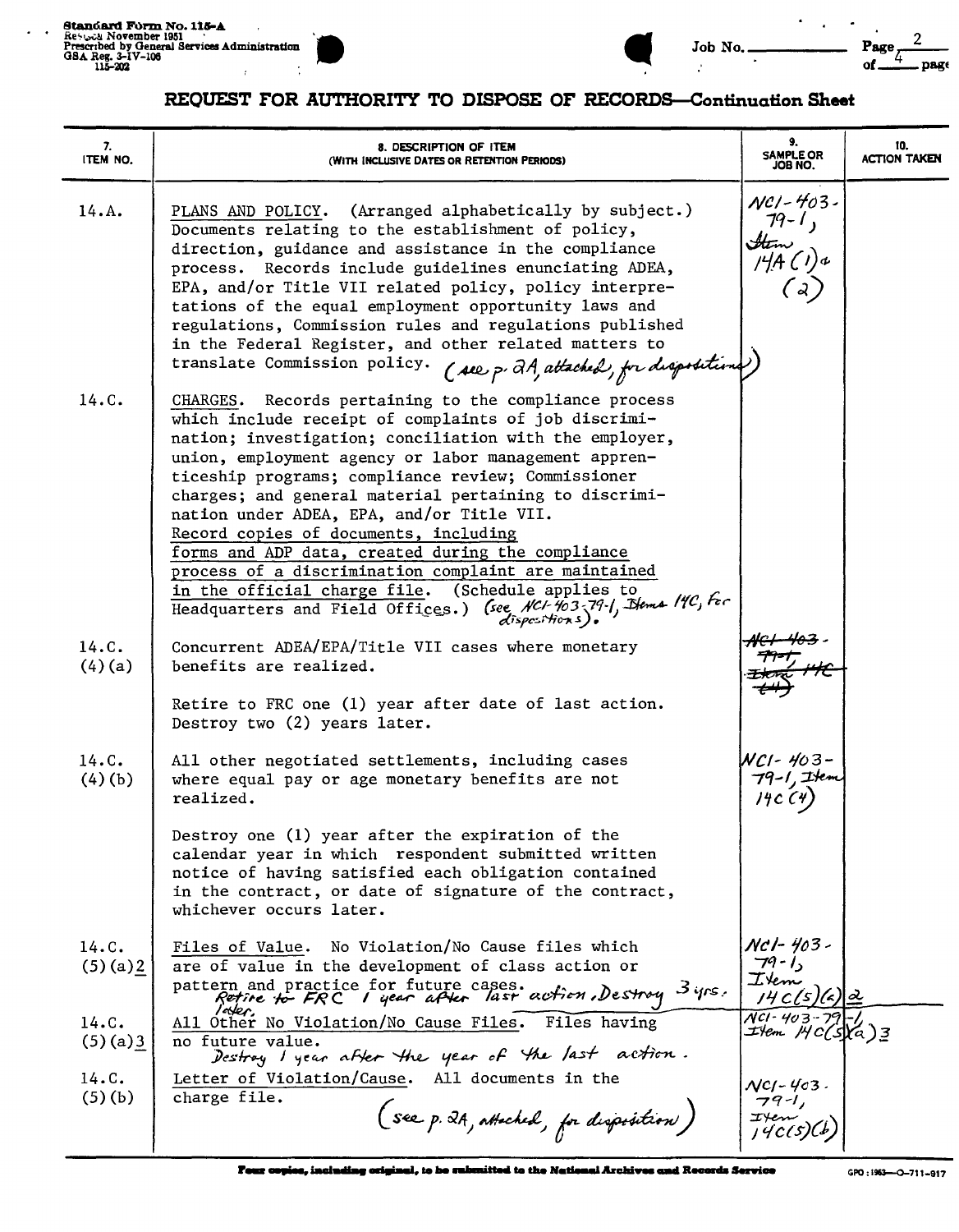Standard Form No. 115-A
Revised November 1951
Prescribed by General Services Administration
GSA Reg. 3-IV-106
115-202

Job No. ____ Page 2 of 4 pages

# REQUEST FOR AUTHORITY TO DISPOSE OF RECORDS—Continuation Sheet

| 7. ITEM NO. | 8. DESCRIPTION OF ITEM (WITH INCLUSIVE DATES OR RETENTION PERIODS) | 9. SAMPLE OR JOB NO. | 10. ACTION TAKEN |
|---|---|---|---|
| 14.A. | PLANS AND POLICY. (Arranged alphabetically by subject.) Documents relating to the establishment of policy, direction, guidance and assistance in the compliance process. Records include guidelines enunciating ADEA, EPA, and/or Title VII related policy, policy interpretations of the equal employment opportunity laws and regulations, Commission rules and regulations published in the Federal Register, and other related matters to translate Commission policy. (see p. 2A, attached, for dispositions) | NC1-403-79-1, Item 14A(1) & (2) | |
| 14.C. | CHARGES. Records pertaining to the compliance process which include receipt of complaints of job discrimination; investigation; conciliation with the employer, union, employment agency or labor management apprenticeship programs; compliance review; Commissioner charges; and general material pertaining to discrimination under ADEA, EPA, and/or Title VII. Record copies of documents, including forms and ADP data, created during the compliance process of a discrimination complaint are maintained in the official charge file. (Schedule applies to Headquarters and Field Offices.) (see NC1-403-79-1, Items 14C, for dispositions). | | |
| 14.C. (4)(a) | Concurrent ADEA/EPA/Title VII cases where monetary benefits are realized.<br><br>Retire to FRC one (1) year after date of last action. Destroy two (2) years later. | ~~NC1-403-79-1 Item 14C (4)~~ | |
| 14.C. (4)(b) | All other negotiated settlements, including cases where equal pay or age monetary benefits are not realized.<br><br>Destroy one (1) year after the expiration of the calendar year in which respondent submitted written notice of having satisfied each obligation contained in the contract, or date of signature of the contract, whichever occurs later. | NC1-403-79-1, Item 14C(4) | |
| 14.C. (5)(a)2 | Files of Value. No Violation/No Cause files which are of value in the development of class action or pattern and practice for future cases. Retire to FRC 1 year after last action, Destroy 3 yrs. later. | NC1-403-79-1, Item 14C(5)(a)2 | |
| 14.C. (5)(a)3 | All Other No Violation/No Cause Files. Files having no future value. Destroy 1 year after the year of the last action. | NC1-403-79-1, Item 14C(5)(a)3 | |
| 14.C. (5)(b) | Letter of Violation/Cause. All documents in the charge file. (see p. 2A, attached, for disposition) | NC1-403-79-1, Item 14C(5)(b) | |

Four copies, including original, to be submitted to the National Archives and Records Service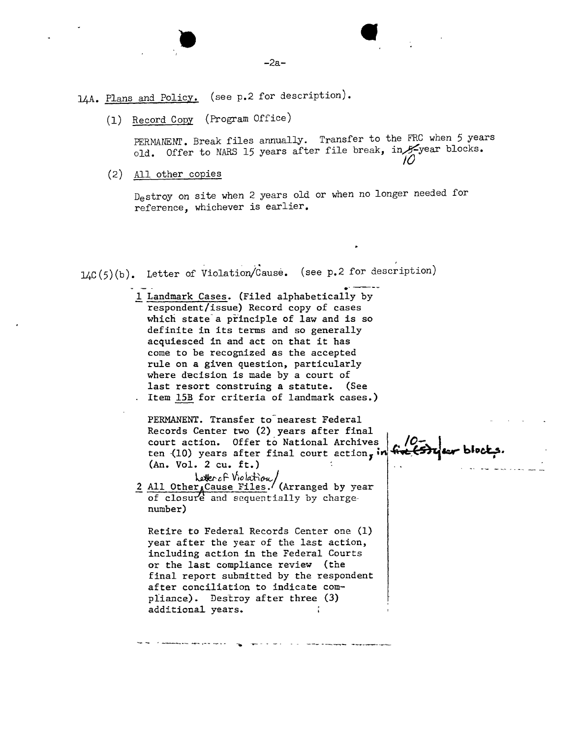14A. Plans and Policy. (see p.2 for description).

(1) Record Copy (Program Office)

PERMANENT. Break files annually. Transfer to the FRC when 5 years old. Offer to NARS 15 years after file break, in ~~5~~ 10-year blocks.

(2) All other copies

Destroy on site when 2 years old or when no longer needed for reference, whichever is earlier.

14C(5)(b). Letter of Violation/Cause. (see p.2 for description)

1 Landmark Cases. (Filed alphabetically by respondent/issue) Record copy of cases which state a principle of law and is so definite in its terms and so generally acquiesced in and act on that it has come to be recognized as the accepted rule on a given question, particularly where decision is made by a court of last resort construing a statute. (See Item 15B for criteria of landmark cases.)

PERMANENT. Transfer to nearest Federal Records Center two (2) years after final court action. Offer to National Archives ten (10) years after final court action, in ~~five (5)~~ 10-year blocks. (An. Vol. 2 cu. ft.)

2 All Other Letter of Violation/Cause Files. (Arranged by year of closure and sequentially by charge-number)

Retire to Federal Records Center one (1) year after the year of the last action, including action in the Federal Courts or the last compliance review (the final report submitted by the respondent after conciliation to indicate compliance). Destroy after three (3) additional years.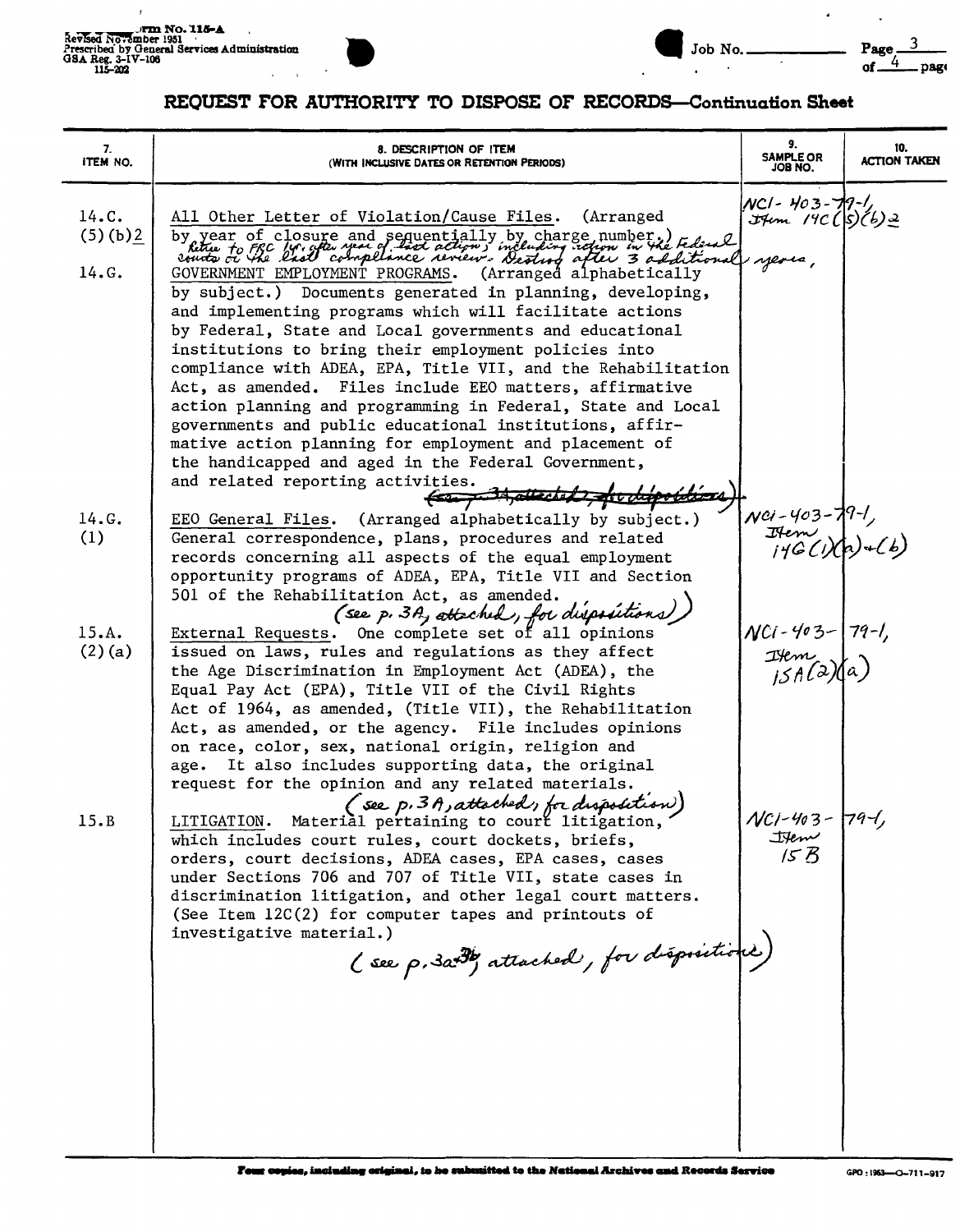Form No. 115-A
Revised November 1951
Prescribed by General Services Administration
GSA Reg. 3-IV-106
115-202

Job No. ______ Page 3 of 4 pages

# REQUEST FOR AUTHORITY TO DISPOSE OF RECORDS—Continuation Sheet

| 7. ITEM NO. | 8. DESCRIPTION OF ITEM (WITH INCLUSIVE DATES OR RETENTION PERIODS) | 9. SAMPLE OR JOB NO. | 10. ACTION TAKEN |
|---|---|---|---|
| 14.C. (5)(b)2 | All Other Letter of Violation/Cause Files. (Arranged by year of closure and sequentially by charge number.) Retire to FRC 1 yr. after year of last action, including action in the Federal courts or the last compliance review. Destroy after 3 additional years. | NCI-403-79-1, Item 14C(5)(b)2 | |
| 14.G. | GOVERNMENT EMPLOYMENT PROGRAMS. (Arranged alphabetically by subject.) Documents generated in planning, developing, and implementing programs which will facilitate actions by Federal, State and Local governments and educational institutions to bring their employment policies into compliance with ADEA, EPA, Title VII, and the Rehabilitation Act, as amended. Files include EEO matters, affirmative action planning and programming in Federal, State and Local governments and public educational institutions, affirmative action planning for employment and placement of the handicapped and aged in the Federal Government, and related reporting activities. ~~(See p. 3A, attached, for dispositions)~~ | | |
| 14.G. (1) | EEO General Files. (Arranged alphabetically by subject.) General correspondence, plans, procedures and related records concerning all aspects of the equal employment opportunity programs of ADEA, EPA, Title VII and Section 501 of the Rehabilitation Act, as amended. (see p. 3A, attached, for dispositions) | NCI-403-79-1, Item 14G(1)(a)+(b) | |
| 15.A. (2)(a) | External Requests. One complete set of all opinions issued on laws, rules and regulations as they affect the Age Discrimination in Employment Act (ADEA), the Equal Pay Act (EPA), Title VII of the Civil Rights Act of 1964, as amended, (Title VII), the Rehabilitation Act, as amended, or the agency. File includes opinions on race, color, sex, national origin, religion and age. It also includes supporting data, the original request for the opinion and any related materials. (see p. 3A, attached, for disposition) | NCI-403-79-1, Item 15A(2)(a) | |
| 15.B | LITIGATION. Material pertaining to court litigation, which includes court rules, court dockets, briefs, orders, court decisions, ADEA cases, EPA cases, cases under Sections 706 and 707 of Title VII, state cases in discrimination litigation, and other legal court matters. (See Item 12C(2) for computer tapes and printouts of investigative material.) (see p. 3a+3b, attached, for dispositions) | NCI-403-79-1, Item 15B | |

Four copies, including original, to be submitted to the National Archives and Records Service

GPO : 1963—O-711-917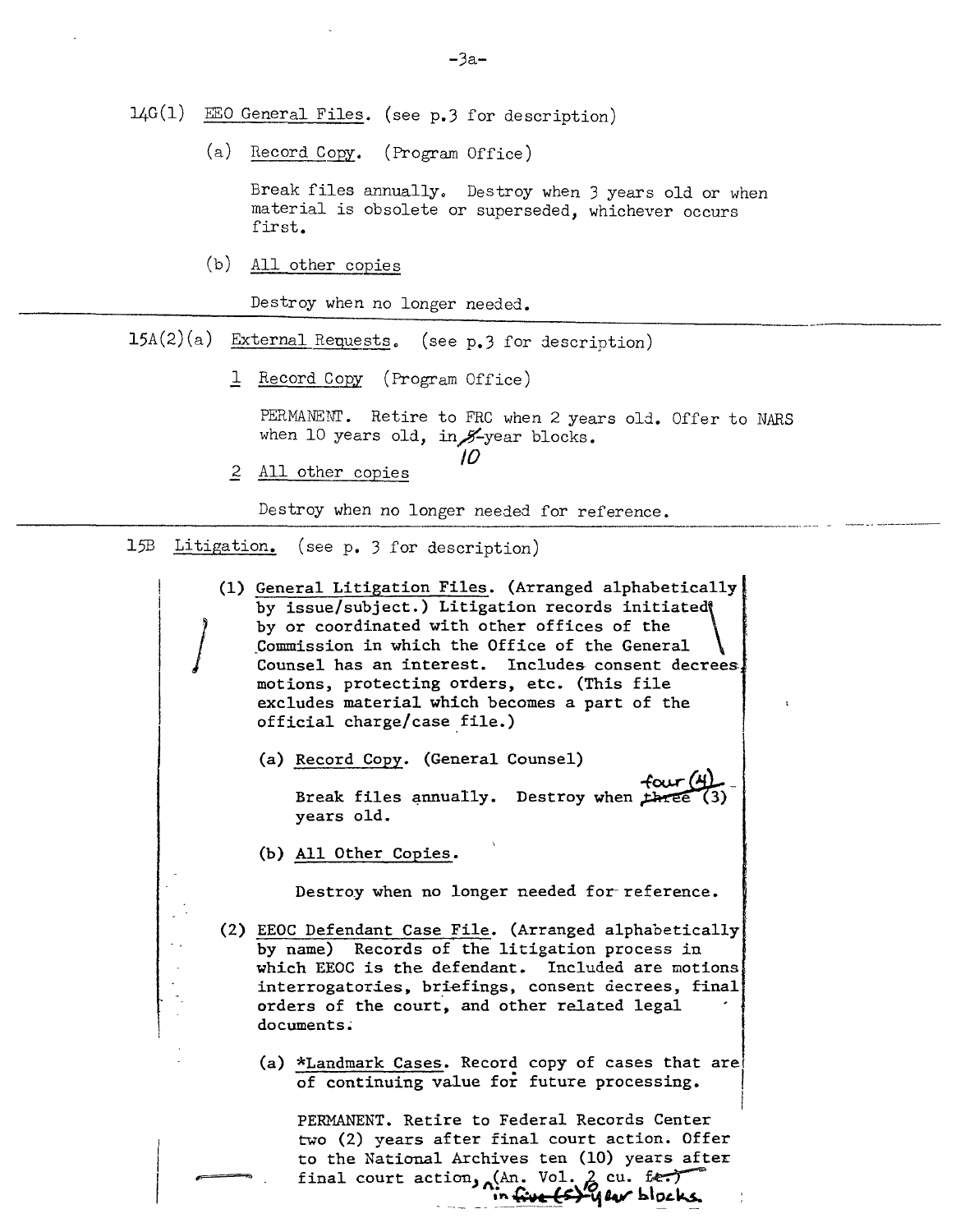14G(1) EEO General Files. (see p.3 for description)

(a) Record Copy. (Program Office)

Break files annually. Destroy when 3 years old or when material is obsolete or superseded, whichever occurs first.

(b) All other copies

Destroy when no longer needed.

---

15A(2)(a) External Requests. (see p.3 for description)

1 Record Copy (Program Office)

PERMANENT. Retire to FRC when 2 years old. Offer to NARS when 10 years old, in ~~5~~ 10-year blocks.

2 All other copies

Destroy when no longer needed for reference.

---

15B Litigation. (see p. 3 for description)

(1) General Litigation Files. (Arranged alphabetically by issue/subject.) Litigation records initiated by or coordinated with other offices of the Commission in which the Office of the General Counsel has an interest. Includes consent decrees, motions, protecting orders, etc. (This file excludes material which becomes a part of the official charge/case file.)

(a) Record Copy. (General Counsel)

Break files annually. Destroy when ~~three (3)~~ four (4) years old.

(b) All Other Copies.

Destroy when no longer needed for reference.

(2) EEOC Defendant Case File. (Arranged alphabetically by name) Records of the litigation process in which EEOC is the defendant. Included are motions interrogatories, briefings, consent decrees, final orders of the court, and other related legal documents.

(a) *Landmark Cases. Record copy of cases that are of continuing value for future processing.

PERMANENT. Retire to Federal Records Center two (2) years after final court action. Offer to the National Archives ten (10) years after final court action, in ~~five (5)~~ 10 year blocks. ~~(An. Vol. 2 cu. ft.)~~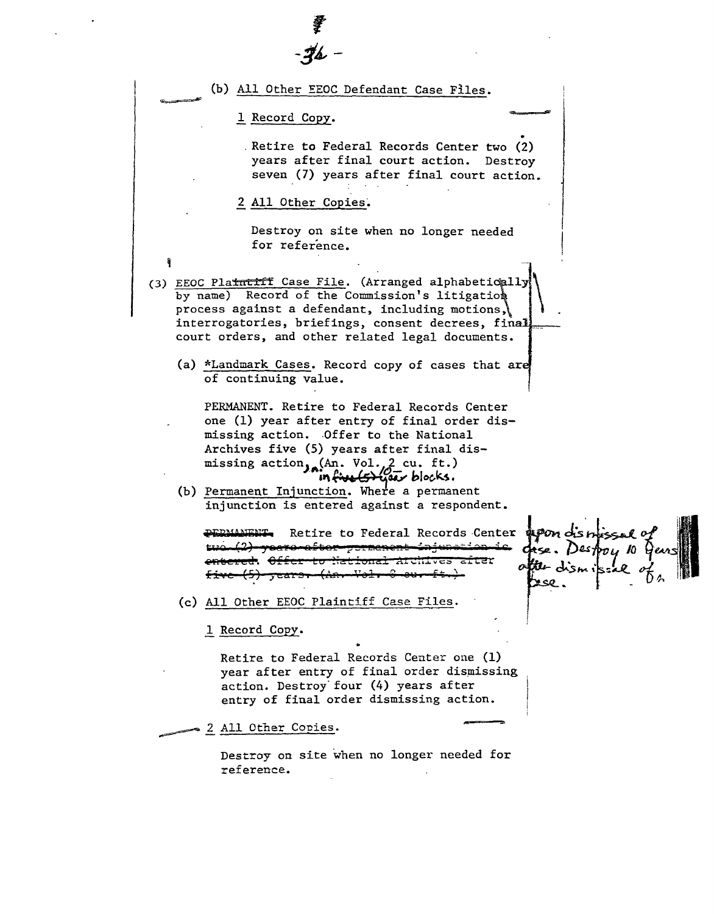(b) All Other EEOC Defendant Case Files.

1 Record Copy.

Retire to Federal Records Center two (2) years after final court action. Destroy seven (7) years after final court action.

2 All Other Copies.

Destroy on site when no longer needed for reference.

(3) EEOC ~~Plaintiff~~ Case File. (Arranged alphabetically by name) Record of the Commission's litigation process against a defendant, including motions, interrogatories, briefings, consent decrees, final court orders, and other related legal documents.

(a) *Landmark Cases. Record copy of cases that are of continuing value.

PERMANENT. Retire to Federal Records Center one (1) year after entry of final order dismissing action. Offer to the National Archives five (5) years after final dismissing action, in ~~five (5)~~ 10-year blocks. (An. Vol. 2 cu. ft.)

(b) Permanent Injunction. Where a permanent injunction is entered against a respondent.

~~PERMANENT.~~ Retire to Federal Records Center ~~two (2) years after permanent injunction is entered. Offer to National Archives after five (5) years. (An. Vol. 8 cu. ft.)~~ upon dismissal of case. Destroy 10 years after dismissal of case.

(c) All Other EEOC Plaintiff Case Files.

1 Record Copy.

Retire to Federal Records Center one (1) year after entry of final order dismissing action. Destroy four (4) years after entry of final order dismissing action.

2 All Other Copies.

Destroy on site when no longer needed for reference.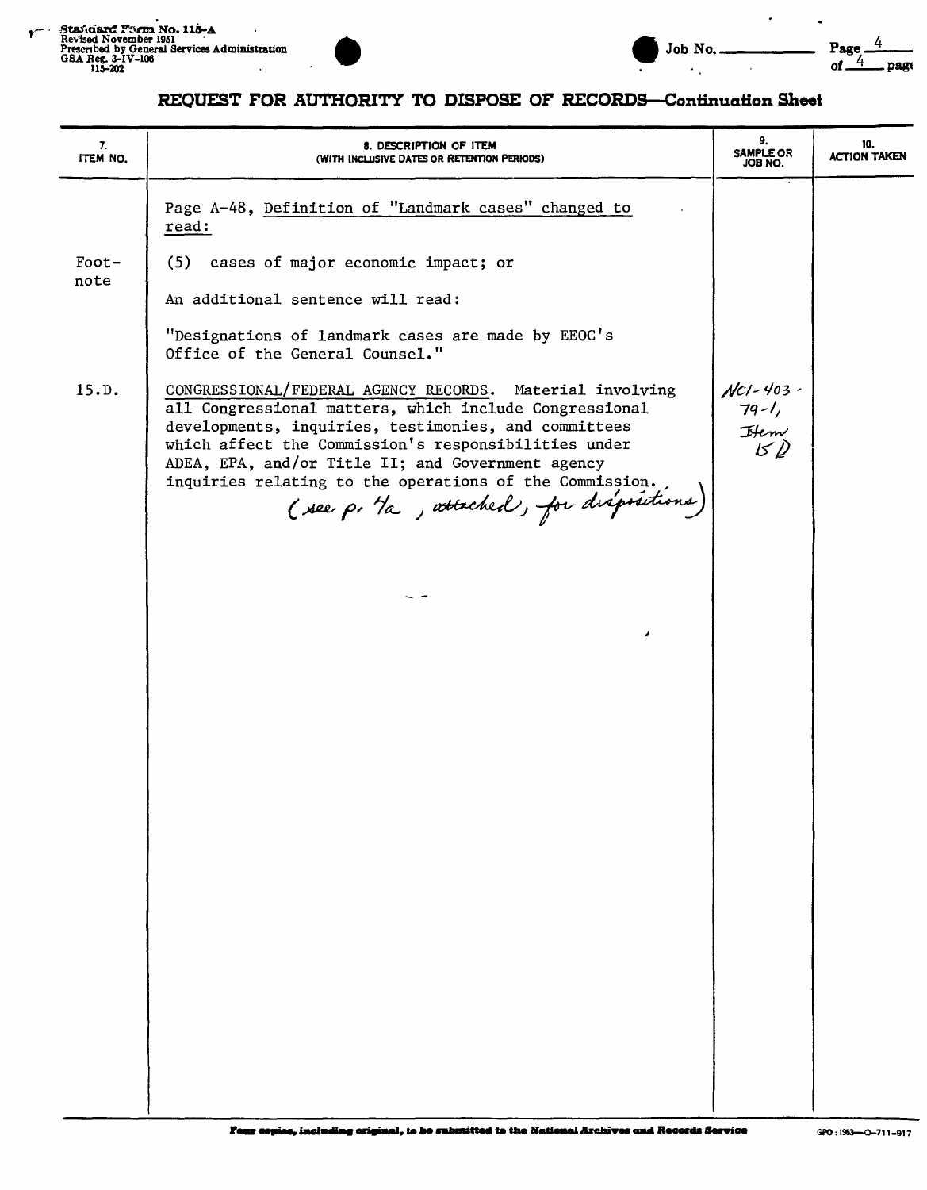Standard Form No. 115-A
Revised November 1951
Prescribed by General Services Administration
GSA Reg. 3-IV-106
115-202

Job No. ______

# REQUEST FOR AUTHORITY TO DISPOSE OF RECORDS—Continuation Sheet

| 7. ITEM NO. | 8. DESCRIPTION OF ITEM (WITH INCLUSIVE DATES OR RETENTION PERIODS) | 9. SAMPLE OR JOB NO. | 10. ACTION TAKEN |
|---|---|---|---|
| | Page A-48, Definition of "Landmark cases" changed to read: | | |
| Footnote | (5) cases of major economic impact; or | | |
| | An additional sentence will read: | | |
| | "Designations of landmark cases are made by EEOC's Office of the General Counsel." | | |
| 15.D. | CONGRESSIONAL/FEDERAL AGENCY RECORDS. Material involving all Congressional matters, which include Congressional developments, inquiries, testimonies, and committees which affect the Commission's responsibilities under ADEA, EPA, and/or Title II; and Government agency inquiries relating to the operations of the Commission. (see p. 4a, attached, for dispositions) | NC1-403-79-1, Item 15D | |

Four copies, including original, to be submitted to the National Archives and Records Service

GPO : 1963—O-711-917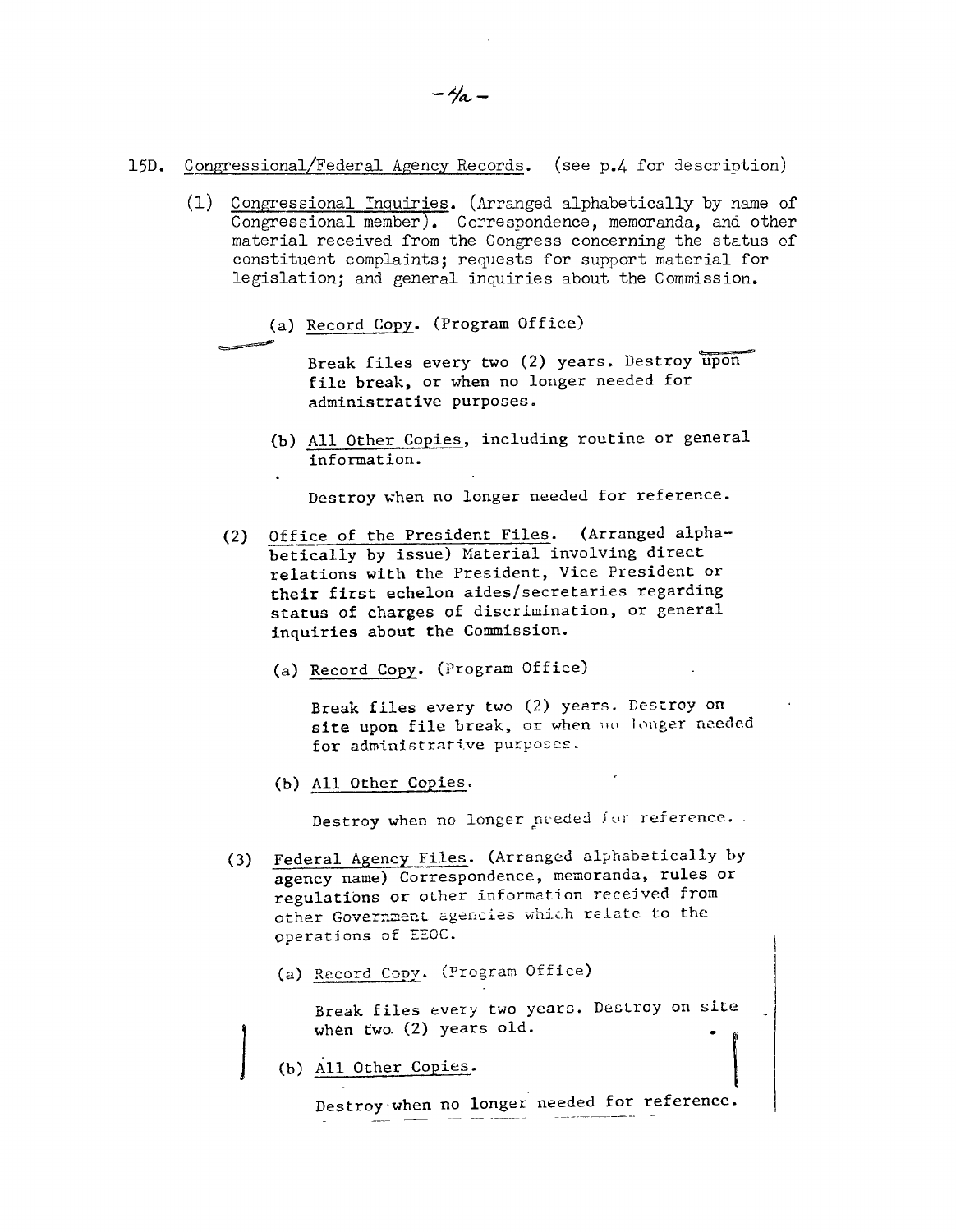15D. Congressional/Federal Agency Records. (see p.4 for description)

(1) Congressional Inquiries. (Arranged alphabetically by name of Congressional member). Correspondence, memoranda, and other material received from the Congress concerning the status of constituent complaints; requests for support material for legislation; and general inquiries about the Commission.

(a) Record Copy. (Program Office)

Break files every two (2) years. Destroy upon file break, or when no longer needed for administrative purposes.

(b) All Other Copies, including routine or general information.

Destroy when no longer needed for reference.

(2) Office of the President Files. (Arranged alphabetically by issue) Material involving direct relations with the President, Vice President or their first echelon aides/secretaries regarding status of charges of discrimination, or general inquiries about the Commission.

(a) Record Copy. (Program Office)

Break files every two (2) years. Destroy on site upon file break, or when no longer needed for administrative purposes.

(b) All Other Copies.

Destroy when no longer needed for reference.

(3) Federal Agency Files. (Arranged alphabetically by agency name) Correspondence, memoranda, rules or regulations or other information received from other Government agencies which relate to the operations of EEOC.

(a) Record Copy. (Program Office)

Break files every two years. Destroy on site when two (2) years old.

(b) All Other Copies.

Destroy when no longer needed for reference.